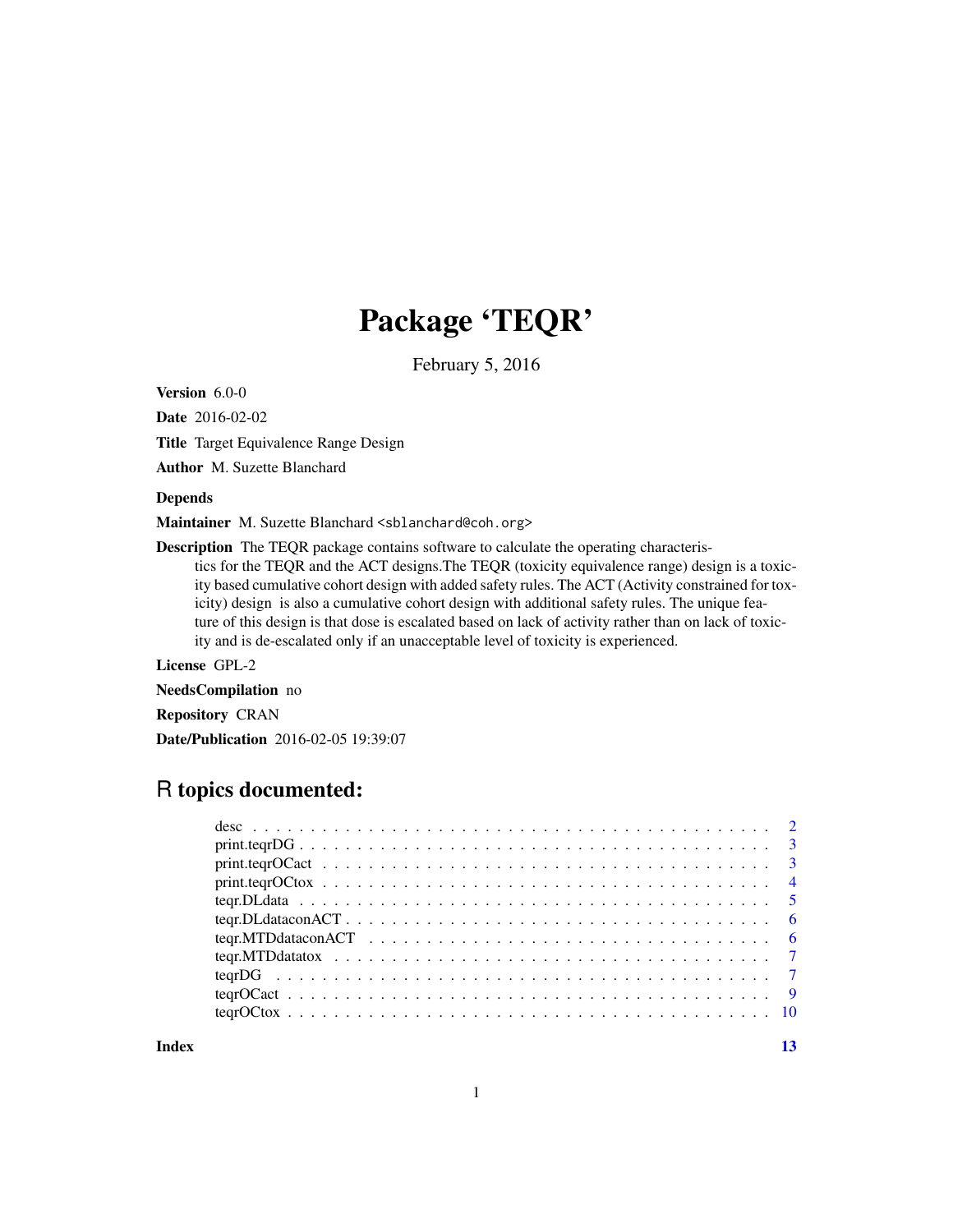# Package 'TEQR'

February 5, 2016

**Version** 6.0-0

**Date** 2016-02-02

**Title** Target Equivalence Range Design

**Author** M. Suzette Blanchard

**Depends**

**Maintainer** M. Suzette Blanchard <sblanchard@coh.org>

**Description** The TEQR package contains software to calculate the operating characteristics for the TEQR and the ACT designs.The TEQR (toxicity equivalence range) design is a toxicity based cumulative cohort design with added safety rules. The ACT (Activity constrained for toxicity) design is also a cumulative cohort design with additional safety rules. The unique feature of this design is that dose is escalated based on lack of activity rather than on lack of toxicity and is de-escalated only if an unacceptable level of toxicity is experienced.

**License** GPL-2

**NeedsCompilation** no

**Repository** CRAN

**Date/Publication** 2016-02-05 19:39:07

## R topics documented:

- desc . . . . . . . . . . . . . . . . . . . . . . . . . . . . . . . . . . . . . . . . . . . 2
- print.teqrDG . . . . . . . . . . . . . . . . . . . . . . . . . . . . . . . . . . . . . . . 3
- print.teqrOCact . . . . . . . . . . . . . . . . . . . . . . . . . . . . . . . . . . . . . 3
- print.teqrOCtox . . . . . . . . . . . . . . . . . . . . . . . . . . . . . . . . . . . . . 4
- teqr.DLdata . . . . . . . . . . . . . . . . . . . . . . . . . . . . . . . . . . . . . . . 5
- teqr.DLdataconACT . . . . . . . . . . . . . . . . . . . . . . . . . . . . . . . . . . 6
- teqr.MTDdataconACT . . . . . . . . . . . . . . . . . . . . . . . . . . . . . . . . . 6
- teqr.MTDdatatox . . . . . . . . . . . . . . . . . . . . . . . . . . . . . . . . . . . . 7
- teqrDG . . . . . . . . . . . . . . . . . . . . . . . . . . . . . . . . . . . . . . . . . 7
- teqrOCact . . . . . . . . . . . . . . . . . . . . . . . . . . . . . . . . . . . . . . . 9
- teqrOCtox . . . . . . . . . . . . . . . . . . . . . . . . . . . . . . . . . . . . . . . 10

**Index** 13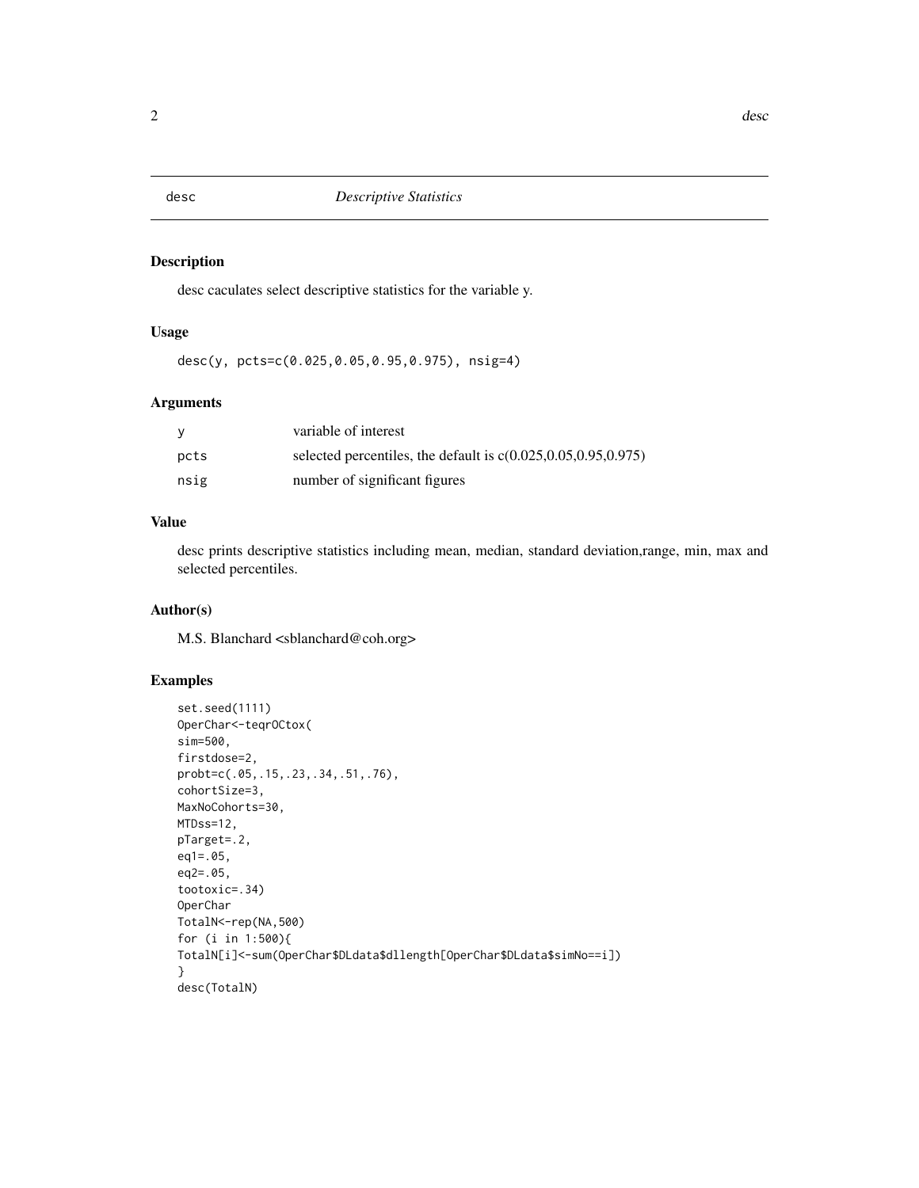## desc — *Descriptive Statistics*

### Description

desc caculates select descriptive statistics for the variable y.

### Usage

```
desc(y, pcts=c(0.025,0.05,0.95,0.975), nsig=4)
```

### Arguments

| | |
|---|---|
| y | variable of interest |
| pcts | selected percentiles, the default is c(0.025,0.05,0.95,0.975) |
| nsig | number of significant figures |

### Value

desc prints descriptive statistics including mean, median, standard deviation,range, min, max and selected percentiles.

### Author(s)

M.S. Blanchard <sblanchard@coh.org>

### Examples

```
set.seed(1111)
OperChar<-teqrOCtox(
sim=500,
firstdose=2,
probt=c(.05,.15,.23,.34,.51,.76),
cohortSize=3,
MaxNoCohorts=30,
MTDss=12,
pTarget=.2,
eq1=.05,
eq2=.05,
tootoxic=.34)
OperChar
TotalN<-rep(NA,500)
for (i in 1:500){
TotalN[i]<-sum(OperChar$DLdata$dllength[OperChar$DLdata$simNo==i])
}
desc(TotalN)
```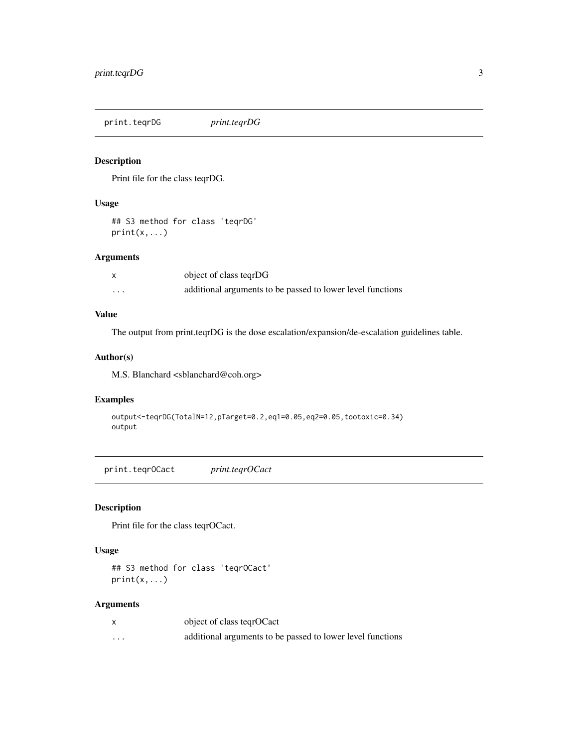## print.teqrDG — *print.teqrDG*

### Description

Print file for the class teqrDG.

### Usage

```
## S3 method for class 'teqrDG'
print(x,...)
```

### Arguments

| | |
|---|---|
| x | object of class teqrDG |
| ... | additional arguments to be passed to lower level functions |

### Value

The output from print.teqrDG is the dose escalation/expansion/de-escalation guidelines table.

### Author(s)

M.S. Blanchard <sblanchard@coh.org>

### Examples

```
output<-teqrDG(TotalN=12,pTarget=0.2,eq1=0.05,eq2=0.05,tootoxic=0.34)
output
```

## print.teqrOCact — *print.teqrOCact*

### Description

Print file for the class teqrOCact.

### Usage

```
## S3 method for class 'teqrOCact'
print(x,...)
```

### Arguments

| | |
|---|---|
| x | object of class teqrOCact |
| ... | additional arguments to be passed to lower level functions |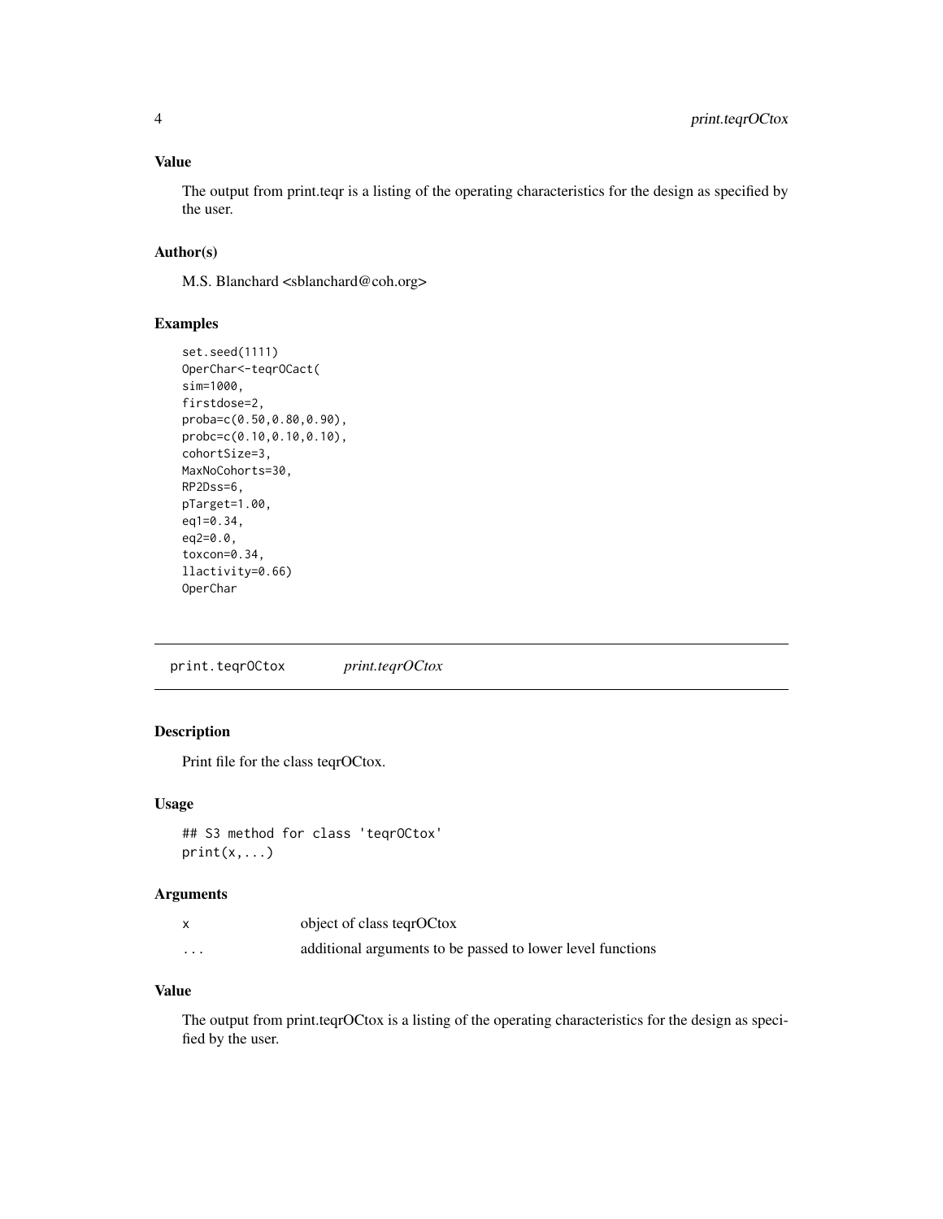### Value

The output from print.teqr is a listing of the operating characteristics for the design as specified by the user.

### Author(s)

M.S. Blanchard <sblanchard@coh.org>

### Examples

```
set.seed(1111)
OperChar<-teqrOCact(
sim=1000,
firstdose=2,
proba=c(0.50,0.80,0.90),
probc=c(0.10,0.10,0.10),
cohortSize=3,
MaxNoCohorts=30,
RP2Dss=6,
pTarget=1.00,
eq1=0.34,
eq2=0.0,
toxcon=0.34,
llactivity=0.66)
OperChar
```

---

## print.teqrOCtox *print.teqrOCtox*

### Description

Print file for the class teqrOCtox.

### Usage

```
## S3 method for class 'teqrOCtox'
print(x,...)
```

### Arguments

| | |
|---|---|
| x | object of class teqrOCtox |
| ... | additional arguments to be passed to lower level functions |

### Value

The output from print.teqrOCtox is a listing of the operating characteristics for the design as specified by the user.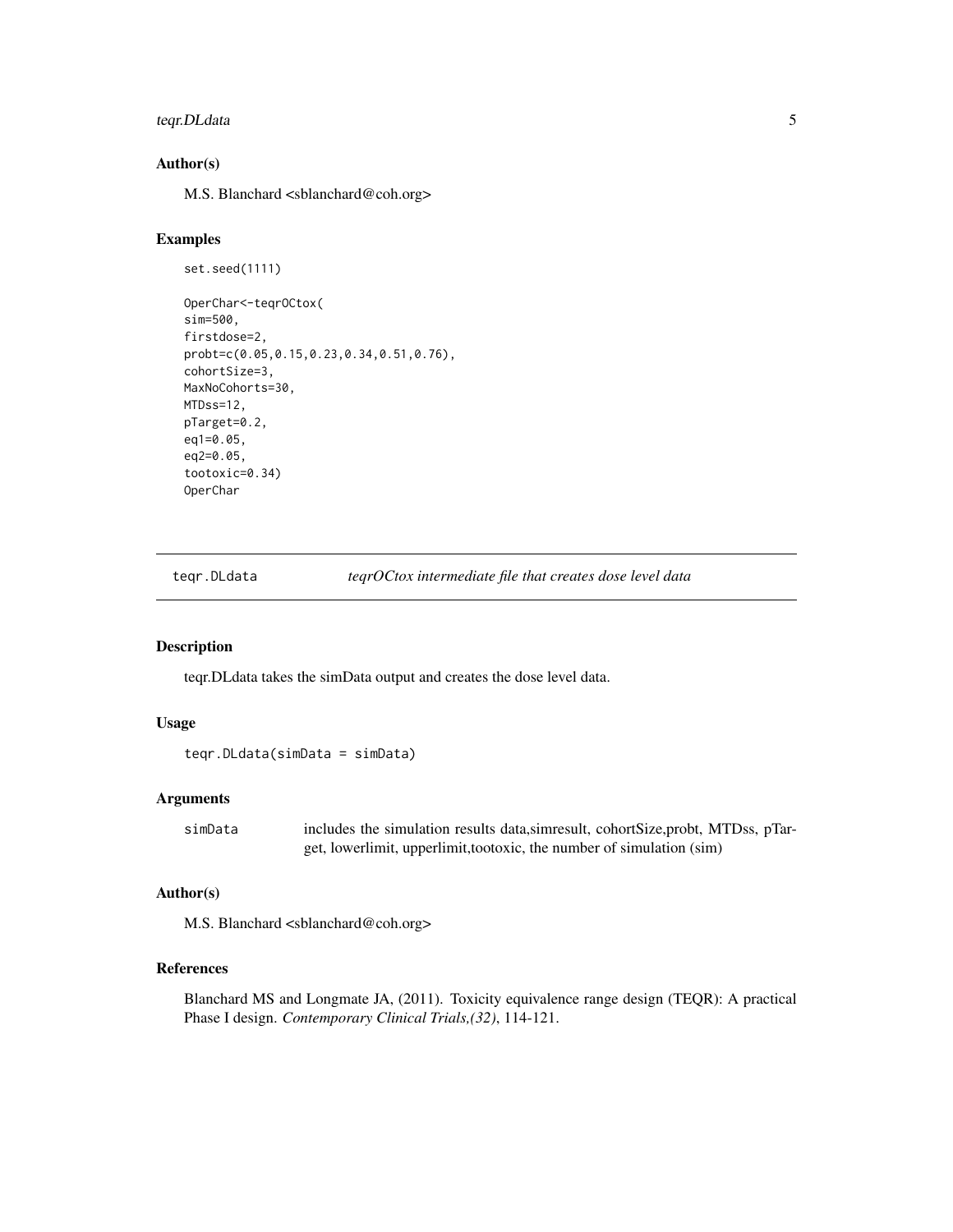## Author(s)

M.S. Blanchard <sblanchard@coh.org>

## Examples

```
set.seed(1111)

OperChar<-teqrOCtox(
sim=500,
firstdose=2,
probt=c(0.05,0.15,0.23,0.34,0.51,0.76),
cohortSize=3,
MaxNoCohorts=30,
MTDss=12,
pTarget=0.2,
eq1=0.05,
eq2=0.05,
tootoxic=0.34)
OperChar
```

---

# teqr.DLdata — *teqrOCtox intermediate file that creates dose level data*

---

## Description

teqr.DLdata takes the simData output and creates the dose level data.

## Usage

```
teqr.DLdata(simData = simData)
```

## Arguments

| | |
|---|---|
| simData | includes the simulation results data,simresult, cohortSize,probt, MTDss, pTarget, lowerlimit, upperlimit,tootoxic, the number of simulation (sim) |

## Author(s)

M.S. Blanchard <sblanchard@coh.org>

## References

Blanchard MS and Longmate JA, (2011). Toxicity equivalence range design (TEQR): A practical Phase I design. *Contemporary Clinical Trials,(32)*, 114-121.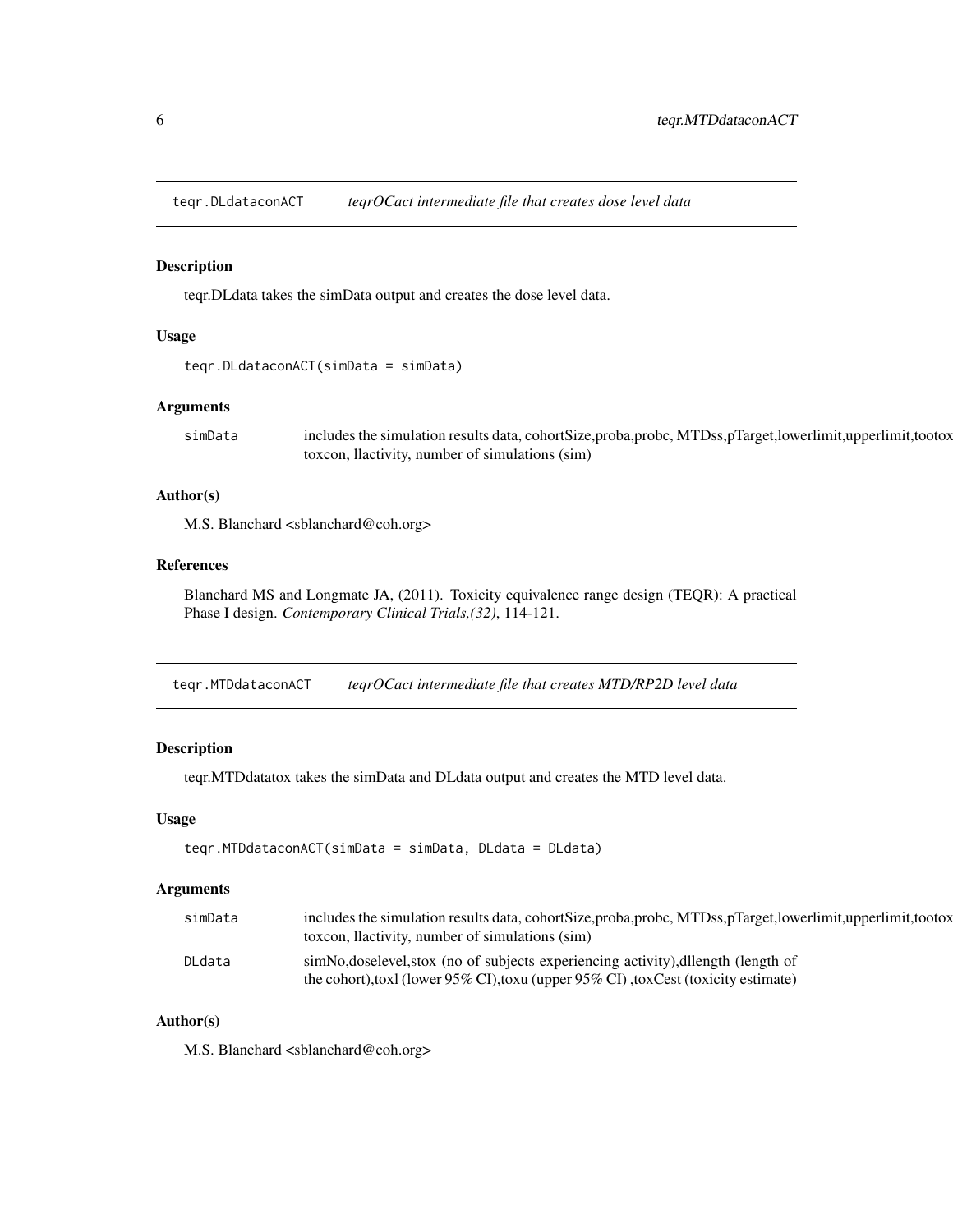## teqr.DLdataconACT *teqrOCact intermediate file that creates dose level data*

### Description

teqr.DLdata takes the simData output and creates the dose level data.

### Usage

```
teqr.DLdataconACT(simData = simData)
```

### Arguments

| | |
|---|---|
| simData | includes the simulation results data, cohortSize,proba,probc, MTDss,pTarget,lowerlimit,upperlimit,tootox toxcon, llactivity, number of simulations (sim) |

### Author(s)

M.S. Blanchard <sblanchard@coh.org>

### References

Blanchard MS and Longmate JA, (2011). Toxicity equivalence range design (TEQR): A practical Phase I design. *Contemporary Clinical Trials,(32)*, 114-121.

## teqr.MTDdataconACT *teqrOCact intermediate file that creates MTD/RP2D level data*

### Description

teqr.MTDdatatox takes the simData and DLdata output and creates the MTD level data.

### Usage

```
teqr.MTDdataconACT(simData = simData, DLdata = DLdata)
```

### Arguments

| | |
|---|---|
| simData | includes the simulation results data, cohortSize,proba,probc, MTDss,pTarget,lowerlimit,upperlimit,tootox toxcon, llactivity, number of simulations (sim) |
| DLdata | simNo,doselevel,stox (no of subjects experiencing activity),dllength (length of the cohort),toxl (lower 95% CI),toxu (upper 95% CI) ,toxCest (toxicity estimate) |

### Author(s)

M.S. Blanchard <sblanchard@coh.org>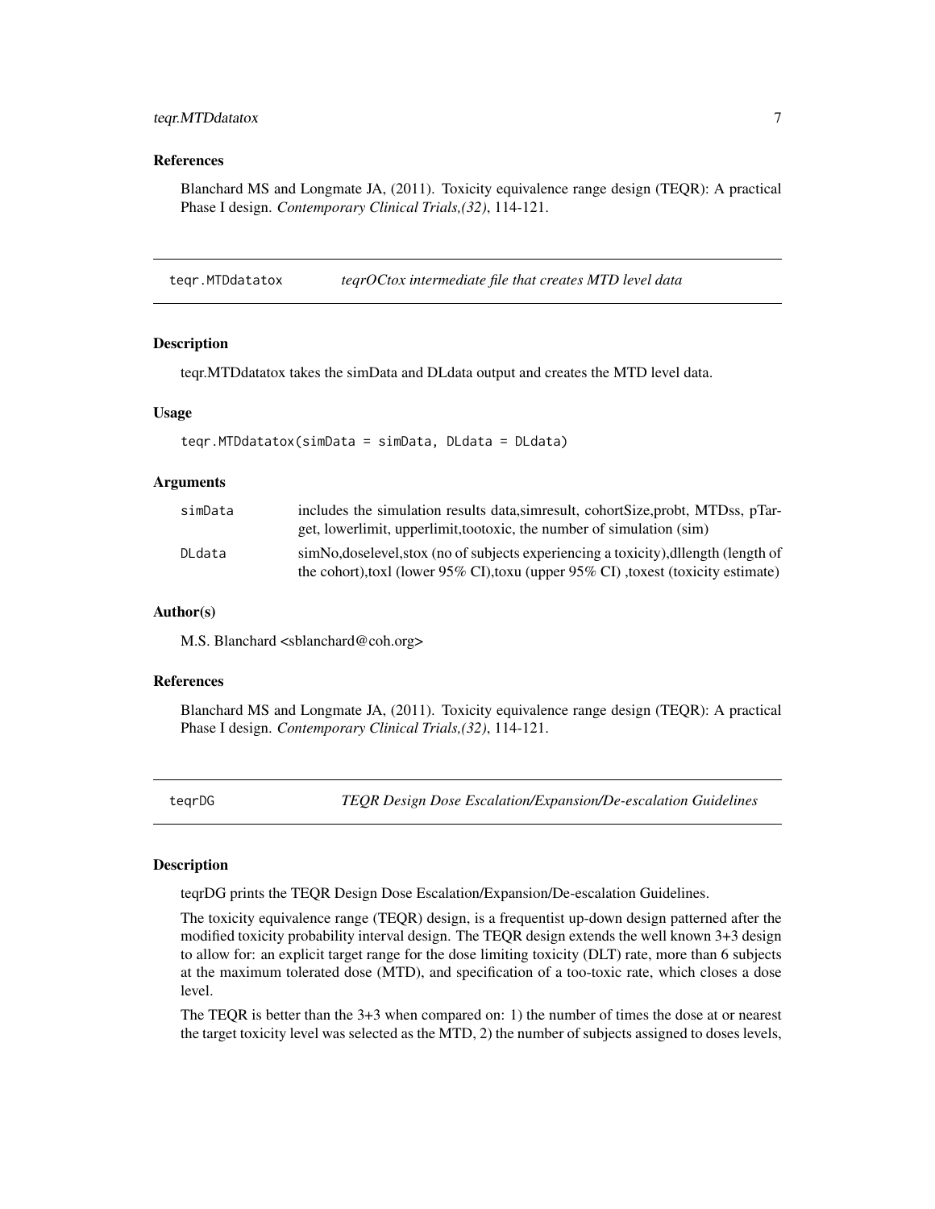### References

Blanchard MS and Longmate JA, (2011). Toxicity equivalence range design (TEQR): A practical Phase I design. *Contemporary Clinical Trials,(32)*, 114-121.

---

## teqr.MTDdatatox — *teqrOCtox intermediate file that creates MTD level data*

### Description

teqr.MTDdatatox takes the simData and DLdata output and creates the MTD level data.

### Usage

```
teqr.MTDdatatox(simData = simData, DLdata = DLdata)
```

### Arguments

| | |
|---|---|
| simData | includes the simulation results data,simresult, cohortSize,probt, MTDss, pTarget, lowerlimit, upperlimit,tootoxic, the number of simulation (sim) |
| DLdata | simNo,doselevel,stox (no of subjects experiencing a toxicity),dllength (length of the cohort),toxl (lower 95% CI),toxu (upper 95% CI) ,toxest (toxicity estimate) |

### Author(s)

M.S. Blanchard <sblanchard@coh.org>

### References

Blanchard MS and Longmate JA, (2011). Toxicity equivalence range design (TEQR): A practical Phase I design. *Contemporary Clinical Trials,(32)*, 114-121.

---

## teqrDG — *TEQR Design Dose Escalation/Expansion/De-escalation Guidelines*

### Description

teqrDG prints the TEQR Design Dose Escalation/Expansion/De-escalation Guidelines.

The toxicity equivalence range (TEQR) design, is a frequentist up-down design patterned after the modified toxicity probability interval design. The TEQR design extends the well known 3+3 design to allow for: an explicit target range for the dose limiting toxicity (DLT) rate, more than 6 subjects at the maximum tolerated dose (MTD), and specification of a too-toxic rate, which closes a dose level.

The TEQR is better than the 3+3 when compared on: 1) the number of times the dose at or nearest the target toxicity level was selected as the MTD, 2) the number of subjects assigned to doses levels,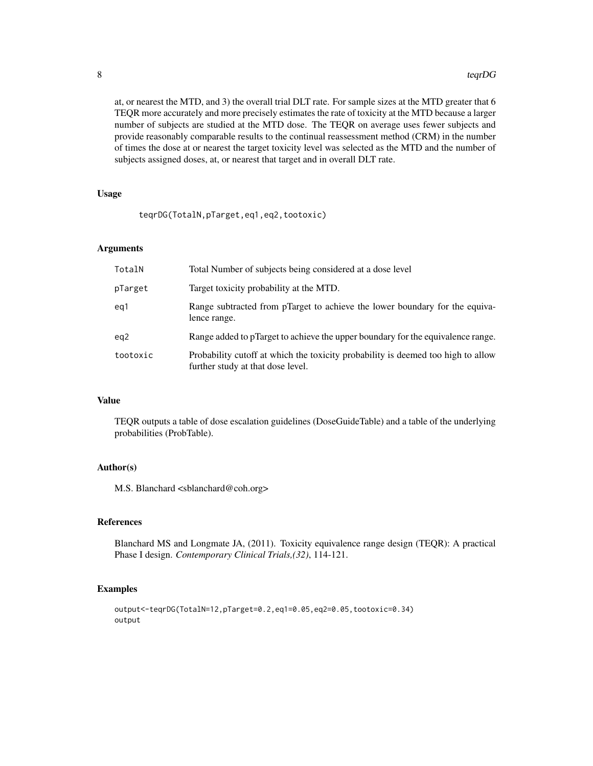at, or nearest the MTD, and 3) the overall trial DLT rate. For sample sizes at the MTD greater that 6 TEQR more accurately and more precisely estimates the rate of toxicity at the MTD because a larger number of subjects are studied at the MTD dose. The TEQR on average uses fewer subjects and provide reasonably comparable results to the continual reassessment method (CRM) in the number of times the dose at or nearest the target toxicity level was selected as the MTD and the number of subjects assigned doses, at, or nearest that target and in overall DLT rate.

### Usage

```
teqrDG(TotalN,pTarget,eq1,eq2,tootoxic)
```

### Arguments

| | |
|---|---|
| TotalN | Total Number of subjects being considered at a dose level |
| pTarget | Target toxicity probability at the MTD. |
| eq1 | Range subtracted from pTarget to achieve the lower boundary for the equivalence range. |
| eq2 | Range added to pTarget to achieve the upper boundary for the equivalence range. |
| tootoxic | Probability cutoff at which the toxicity probability is deemed too high to allow further study at that dose level. |

### Value

TEQR outputs a table of dose escalation guidelines (DoseGuideTable) and a table of the underlying probabilities (ProbTable).

### Author(s)

M.S. Blanchard <sblanchard@coh.org>

### References

Blanchard MS and Longmate JA, (2011). Toxicity equivalence range design (TEQR): A practical Phase I design. *Contemporary Clinical Trials,(32)*, 114-121.

### Examples

```
output<-teqrDG(TotalN=12,pTarget=0.2,eq1=0.05,eq2=0.05,tootoxic=0.34)
output
```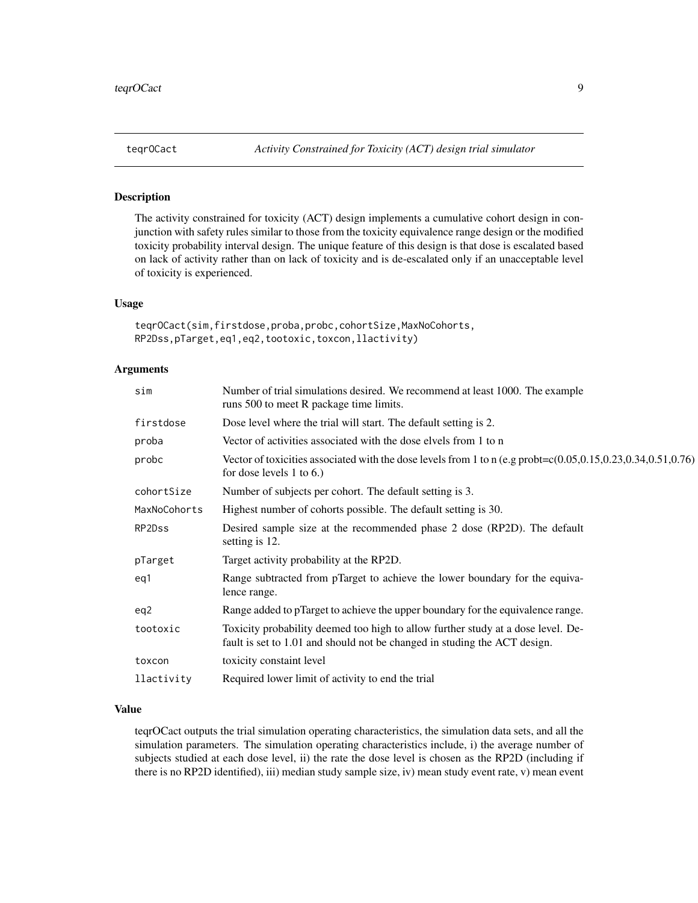## teqrOCact — *Activity Constrained for Toxicity (ACT) design trial simulator*

### Description

The activity constrained for toxicity (ACT) design implements a cumulative cohort design in conjunction with safety rules similar to those from the toxicity equivalence range design or the modified toxicity probability interval design. The unique feature of this design is that dose is escalated based on lack of activity rather than on lack of toxicity and is de-escalated only if an unacceptable level of toxicity is experienced.

### Usage

```
teqrOCact(sim,firstdose,proba,probc,cohortSize,MaxNoCohorts,
RP2Dss,pTarget,eq1,eq2,tootoxic,toxcon,llactivity)
```

### Arguments

| | |
|---|---|
| sim | Number of trial simulations desired. We recommend at least 1000. The example runs 500 to meet R package time limits. |
| firstdose | Dose level where the trial will start. The default setting is 2. |
| proba | Vector of activities associated with the dose elvels from 1 to n |
| probc | Vector of toxicities associated with the dose levels from 1 to n (e.g probt=c(0.05,0.15,0.23,0.34,0.51,0.76) for dose levels 1 to 6.) |
| cohortSize | Number of subjects per cohort. The default setting is 3. |
| MaxNoCohorts | Highest number of cohorts possible. The default setting is 30. |
| RP2Dss | Desired sample size at the recommended phase 2 dose (RP2D). The default setting is 12. |
| pTarget | Target activity probability at the RP2D. |
| eq1 | Range subtracted from pTarget to achieve the lower boundary for the equivalence range. |
| eq2 | Range added to pTarget to achieve the upper boundary for the equivalence range. |
| tootoxic | Toxicity probability deemed too high to allow further study at a dose level. Default is set to 1.01 and should not be changed in studing the ACT design. |
| toxcon | toxicity constaint level |
| llactivity | Required lower limit of activity to end the trial |

### Value

teqrOCact outputs the trial simulation operating characteristics, the simulation data sets, and all the simulation parameters. The simulation operating characteristics include, i) the average number of subjects studied at each dose level, ii) the rate the dose level is chosen as the RP2D (including if there is no RP2D identified), iii) median study sample size, iv) mean study event rate, v) mean event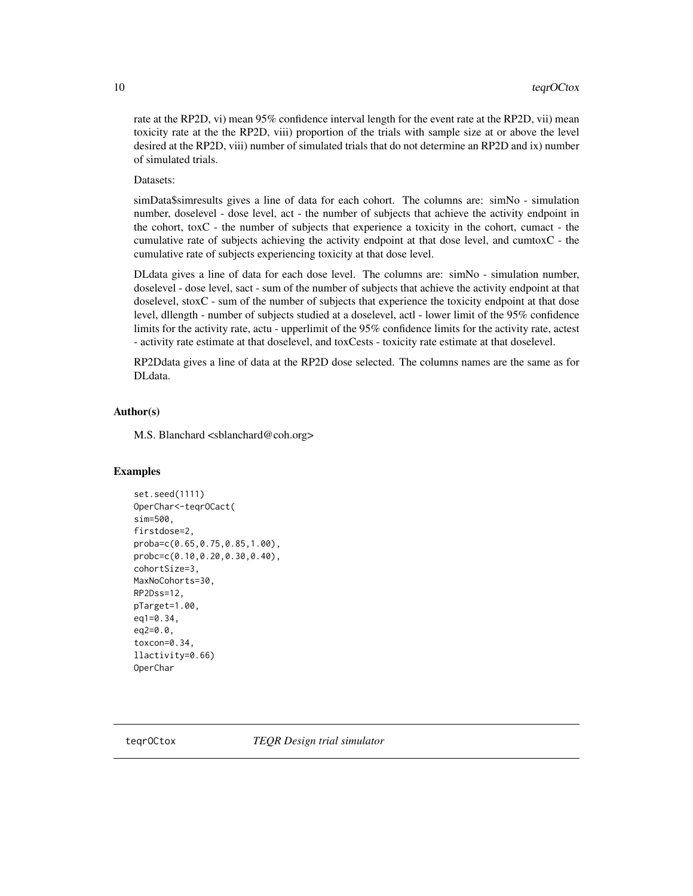rate at the RP2D, vi) mean 95% confidence interval length for the event rate at the RP2D, vii) mean toxicity rate at the the RP2D, viii) proportion of the trials with sample size at or above the level desired at the RP2D, viii) number of simulated trials that do not determine an RP2D and ix) number of simulated trials.

Datasets:

simData$simresults gives a line of data for each cohort. The columns are: simNo - simulation number, doselevel - dose level, act - the number of subjects that achieve the activity endpoint in the cohort, toxC - the number of subjects that experience a toxicity in the cohort, cumact - the cumulative rate of subjects achieving the activity endpoint at that dose level, and cumtoxC - the cumulative rate of subjects experiencing toxicity at that dose level.

DLdata gives a line of data for each dose level. The columns are: simNo - simulation number, doselevel - dose level, sact - sum of the number of subjects that achieve the activity endpoint at that doselevel, stoxC - sum of the number of subjects that experience the toxicity endpoint at that dose level, dllength - number of subjects studied at a doselevel, actl - lower limit of the 95% confidence limits for the activity rate, actu - upperlimit of the 95% confidence limits for the activity rate, actest - activity rate estimate at that doselevel, and toxCests - toxicity rate estimate at that doselevel.

RP2Ddata gives a line of data at the RP2D dose selected. The columns names are the same as for DLdata.

## Author(s)

M.S. Blanchard <sblanchard@coh.org>

## Examples

```
set.seed(1111)
OperChar<-teqrOCact(
sim=500,
firstdose=2,
proba=c(0.65,0.75,0.85,1.00),
probc=c(0.10,0.20,0.30,0.40),
cohortSize=3,
MaxNoCohorts=30,
RP2Dss=12,
pTarget=1.00,
eq1=0.34,
eq2=0.0,
toxcon=0.34,
llactivity=0.66)
OperChar
```

---

teqrOCtox *TEQR Design trial simulator*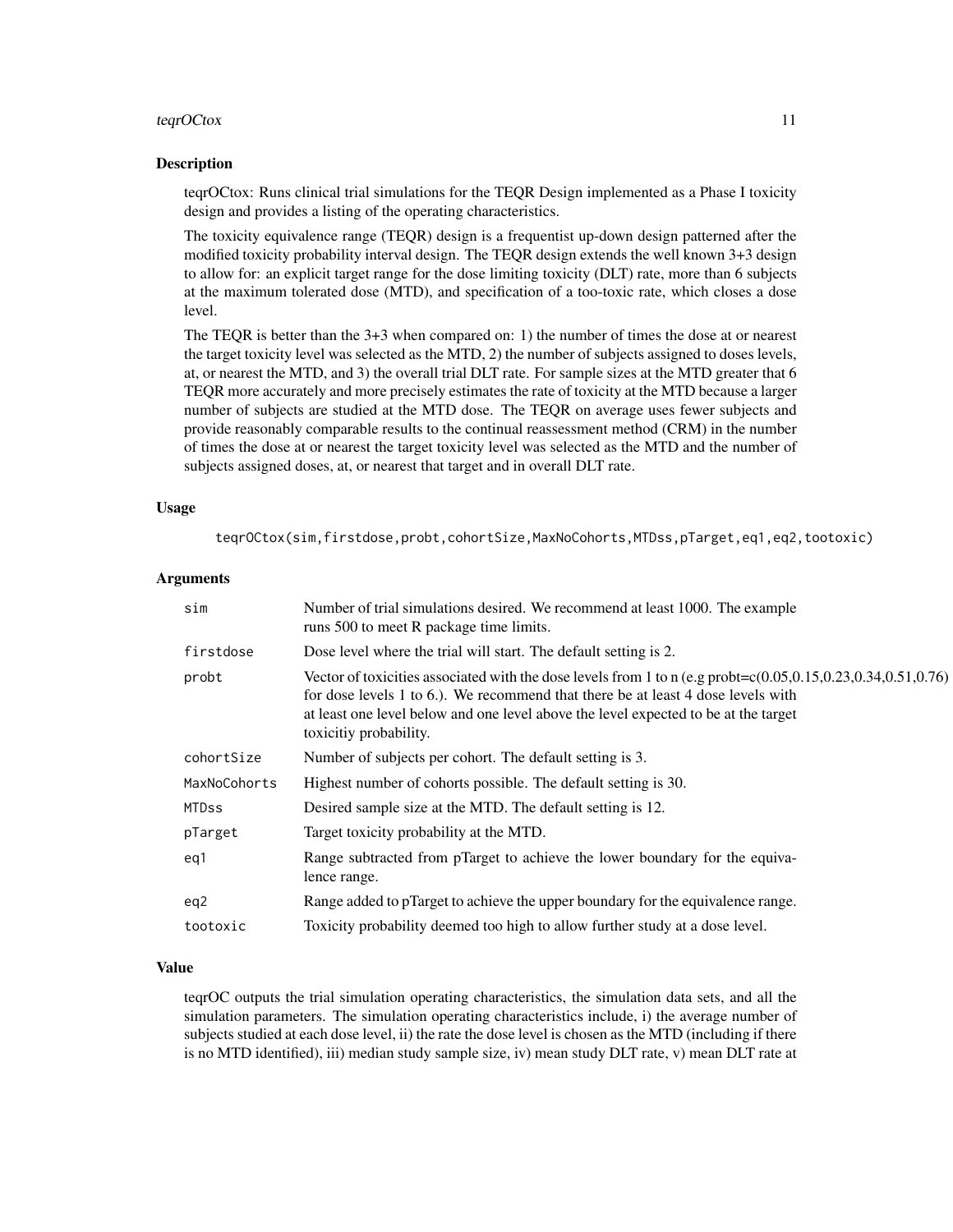## Description

teqrOCtox: Runs clinical trial simulations for the TEQR Design implemented as a Phase I toxicity design and provides a listing of the operating characteristics.

The toxicity equivalence range (TEQR) design is a frequentist up-down design patterned after the modified toxicity probability interval design. The TEQR design extends the well known 3+3 design to allow for: an explicit target range for the dose limiting toxicity (DLT) rate, more than 6 subjects at the maximum tolerated dose (MTD), and specification of a too-toxic rate, which closes a dose level.

The TEQR is better than the 3+3 when compared on: 1) the number of times the dose at or nearest the target toxicity level was selected as the MTD, 2) the number of subjects assigned to doses levels, at, or nearest the MTD, and 3) the overall trial DLT rate. For sample sizes at the MTD greater that 6 TEQR more accurately and more precisely estimates the rate of toxicity at the MTD because a larger number of subjects are studied at the MTD dose. The TEQR on average uses fewer subjects and provide reasonably comparable results to the continual reassessment method (CRM) in the number of times the dose at or nearest the target toxicity level was selected as the MTD and the number of subjects assigned doses, at, or nearest that target and in overall DLT rate.

## Usage

```
teqrOCtox(sim,firstdose,probt,cohortSize,MaxNoCohorts,MTDss,pTarget,eq1,eq2,tootoxic)
```

## Arguments

| | |
|---|---|
| sim | Number of trial simulations desired. We recommend at least 1000. The example runs 500 to meet R package time limits. |
| firstdose | Dose level where the trial will start. The default setting is 2. |
| probt | Vector of toxicities associated with the dose levels from 1 to n (e.g probt=c(0.05,0.15,0.23,0.34,0.51,0.76) for dose levels 1 to 6.). We recommend that there be at least 4 dose levels with at least one level below and one level above the level expected to be at the target toxicitiy probability. |
| cohortSize | Number of subjects per cohort. The default setting is 3. |
| MaxNoCohorts | Highest number of cohorts possible. The default setting is 30. |
| MTDss | Desired sample size at the MTD. The default setting is 12. |
| pTarget | Target toxicity probability at the MTD. |
| eq1 | Range subtracted from pTarget to achieve the lower boundary for the equivalence range. |
| eq2 | Range added to pTarget to achieve the upper boundary for the equivalence range. |
| tootoxic | Toxicity probability deemed too high to allow further study at a dose level. |

## Value

teqrOC outputs the trial simulation operating characteristics, the simulation data sets, and all the simulation parameters. The simulation operating characteristics include, i) the average number of subjects studied at each dose level, ii) the rate the dose level is chosen as the MTD (including if there is no MTD identified), iii) median study sample size, iv) mean study DLT rate, v) mean DLT rate at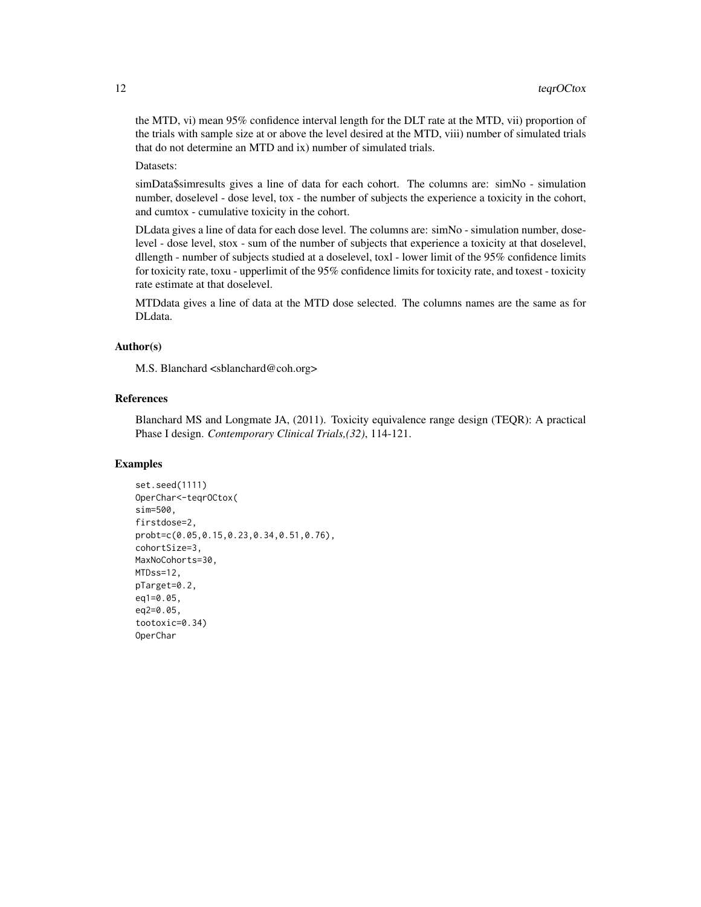the MTD, vi) mean 95% confidence interval length for the DLT rate at the MTD, vii) proportion of the trials with sample size at or above the level desired at the MTD, viii) number of simulated trials that do not determine an MTD and ix) number of simulated trials.

Datasets:

simData$simresults gives a line of data for each cohort. The columns are: simNo - simulation number, doselevel - dose level, tox - the number of subjects the experience a toxicity in the cohort, and cumtox - cumulative toxicity in the cohort.

DLdata gives a line of data for each dose level. The columns are: simNo - simulation number, doselevel - dose level, stox - sum of the number of subjects that experience a toxicity at that doselevel, dllength - number of subjects studied at a doselevel, toxl - lower limit of the 95% confidence limits for toxicity rate, toxu - upperlimit of the 95% confidence limits for toxicity rate, and toxest - toxicity rate estimate at that doselevel.

MTDdata gives a line of data at the MTD dose selected. The columns names are the same as for DLdata.

### Author(s)

M.S. Blanchard <sblanchard@coh.org>

### References

Blanchard MS and Longmate JA, (2011). Toxicity equivalence range design (TEQR): A practical Phase I design. *Contemporary Clinical Trials,(32)*, 114-121.

### Examples

```
set.seed(1111)
OperChar<-teqrOCtox(
sim=500,
firstdose=2,
probt=c(0.05,0.15,0.23,0.34,0.51,0.76),
cohortSize=3,
MaxNoCohorts=30,
MTDss=12,
pTarget=0.2,
eq1=0.05,
eq2=0.05,
tootoxic=0.34)
OperChar
```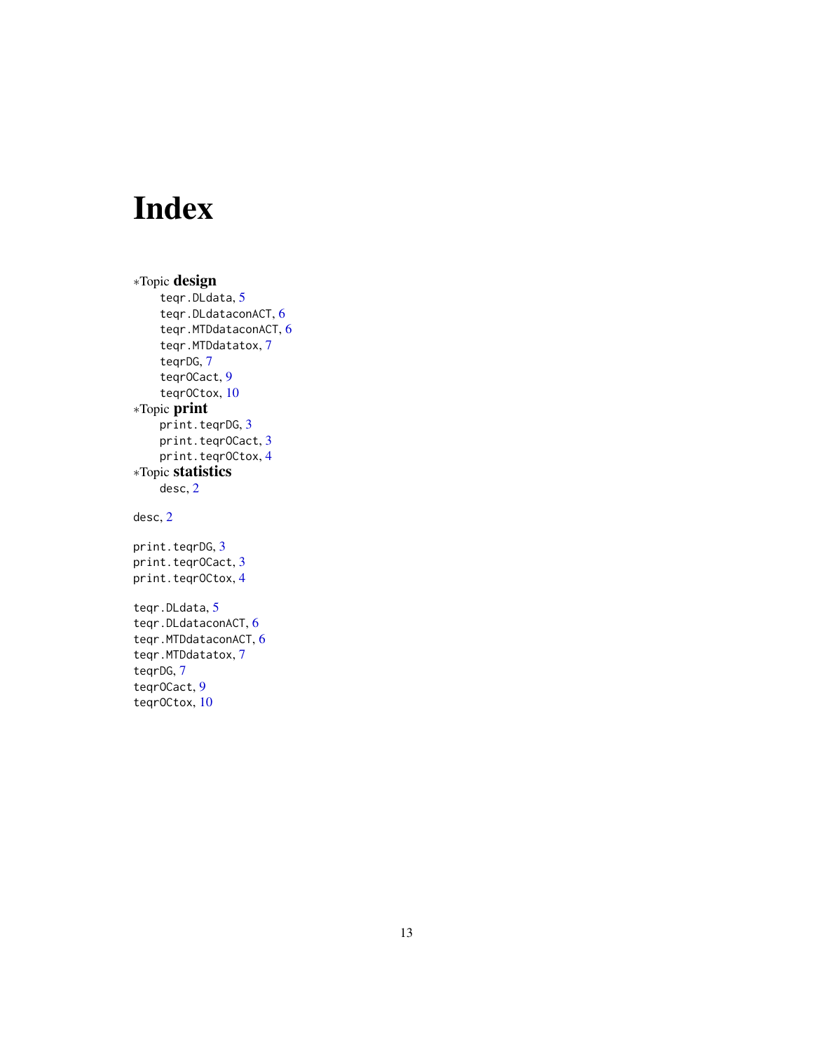# Index

∗Topic **design**
- teqr.DLdata, 5
- teqr.DLdataconACT, 6
- teqr.MTDdataconACT, 6
- teqr.MTDdatatox, 7
- teqrDG, 7
- teqrOCact, 9
- teqrOCtox, 10

∗Topic **print**
- print.teqrDG, 3
- print.teqrOCact, 3
- print.teqrOCtox, 4

∗Topic **statistics**
- desc, 2

desc, 2

print.teqrDG, 3
print.teqrOCact, 3
print.teqrOCtox, 4

teqr.DLdata, 5
teqr.DLdataconACT, 6
teqr.MTDdataconACT, 6
teqr.MTDdatatox, 7
teqrDG, 7
teqrOCact, 9
teqrOCtox, 10